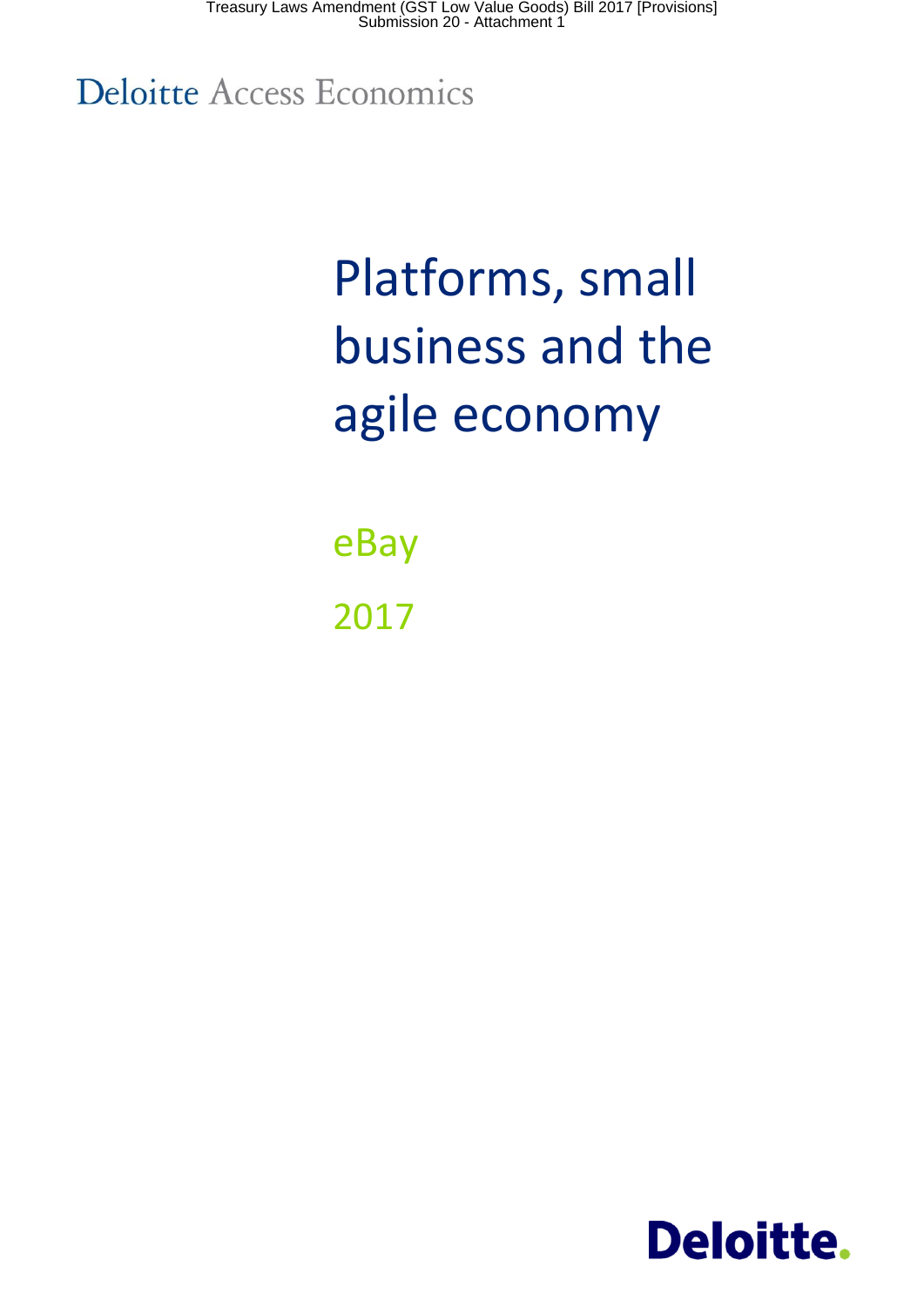Treasury Laws Amendment (GST Low Value Goods) Bill 2017 [Provisions]
Submission 20 - Attachment 1

Deloitte Access Economics

# Platforms, small business and the agile economy

eBay

2017

Deloitte.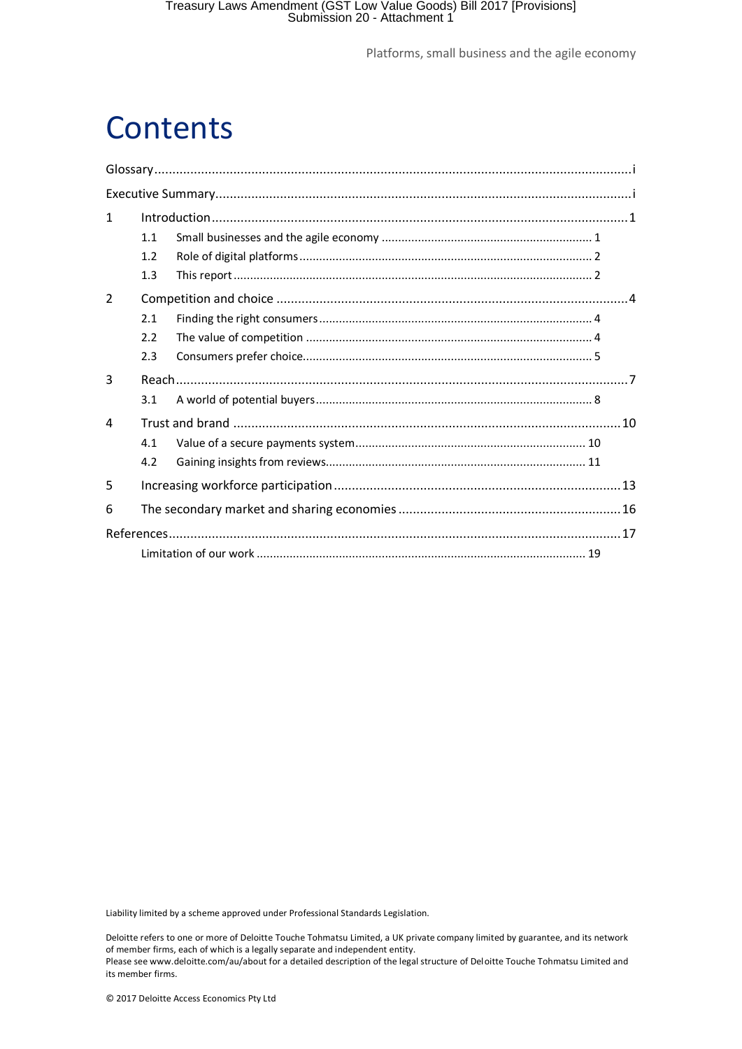# Contents

Glossary .................................................. i

Executive Summary .................................................. i

1 Introduction .................................................. 1

- 1.1 Small businesses and the agile economy .................................................. 1
- 1.2 Role of digital platforms .................................................. 2
- 1.3 This report .................................................. 2

2 Competition and choice .................................................. 4

- 2.1 Finding the right consumers .................................................. 4
- 2.2 The value of competition .................................................. 4
- 2.3 Consumers prefer choice .................................................. 5

3 Reach .................................................. 7

- 3.1 A world of potential buyers .................................................. 8

4 Trust and brand .................................................. 10

- 4.1 Value of a secure payments system .................................................. 10
- 4.2 Gaining insights from reviews .................................................. 11

5 Increasing workforce participation .................................................. 13

6 The secondary market and sharing economies .................................................. 16

References .................................................. 17

- Limitation of our work .................................................. 19

Liability limited by a scheme approved under Professional Standards Legislation.

Deloitte refers to one or more of Deloitte Touche Tohmatsu Limited, a UK private company limited by guarantee, and its network of member firms, each of which is a legally separate and independent entity.
Please see www.deloitte.com/au/about for a detailed description of the legal structure of Deloitte Touche Tohmatsu Limited and its member firms.

© 2017 Deloitte Access Economics Pty Ltd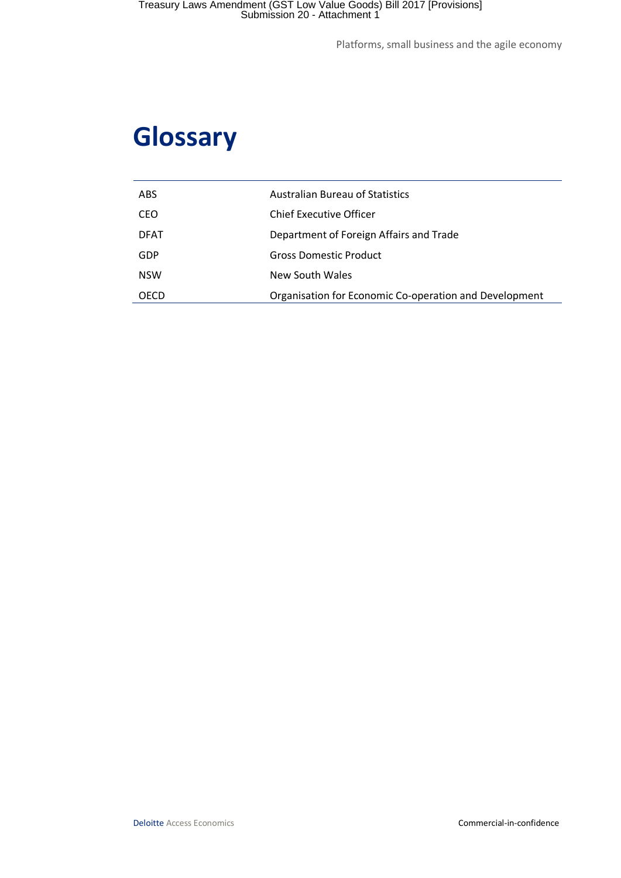# Glossary

| | |
|---|---|
| ABS | Australian Bureau of Statistics |
| CEO | Chief Executive Officer |
| DFAT | Department of Foreign Affairs and Trade |
| GDP | Gross Domestic Product |
| NSW | New South Wales |
| OECD | Organisation for Economic Co-operation and Development |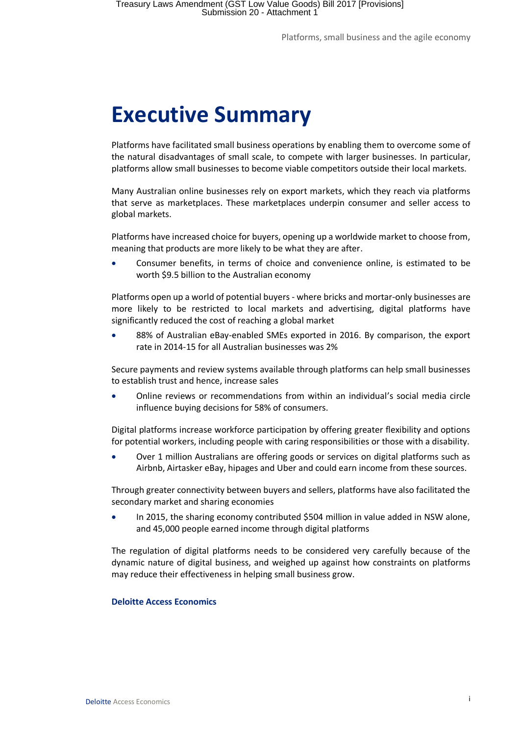# Executive Summary

Platforms have facilitated small business operations by enabling them to overcome some of the natural disadvantages of small scale, to compete with larger businesses. In particular, platforms allow small businesses to become viable competitors outside their local markets.

Many Australian online businesses rely on export markets, which they reach via platforms that serve as marketplaces. These marketplaces underpin consumer and seller access to global markets.

Platforms have increased choice for buyers, opening up a worldwide market to choose from, meaning that products are more likely to be what they are after.

- Consumer benefits, in terms of choice and convenience online, is estimated to be worth $9.5 billion to the Australian economy

Platforms open up a world of potential buyers - where bricks and mortar-only businesses are more likely to be restricted to local markets and advertising, digital platforms have significantly reduced the cost of reaching a global market

- 88% of Australian eBay-enabled SMEs exported in 2016. By comparison, the export rate in 2014-15 for all Australian businesses was 2%

Secure payments and review systems available through platforms can help small businesses to establish trust and hence, increase sales

- Online reviews or recommendations from within an individual's social media circle influence buying decisions for 58% of consumers.

Digital platforms increase workforce participation by offering greater flexibility and options for potential workers, including people with caring responsibilities or those with a disability.

- Over 1 million Australians are offering goods or services on digital platforms such as Airbnb, Airtasker eBay, hipages and Uber and could earn income from these sources.

Through greater connectivity between buyers and sellers, platforms have also facilitated the secondary market and sharing economies

- In 2015, the sharing economy contributed $504 million in value added in NSW alone, and 45,000 people earned income through digital platforms

The regulation of digital platforms needs to be considered very carefully because of the dynamic nature of digital business, and weighed up against how constraints on platforms may reduce their effectiveness in helping small business grow.

**Deloitte Access Economics**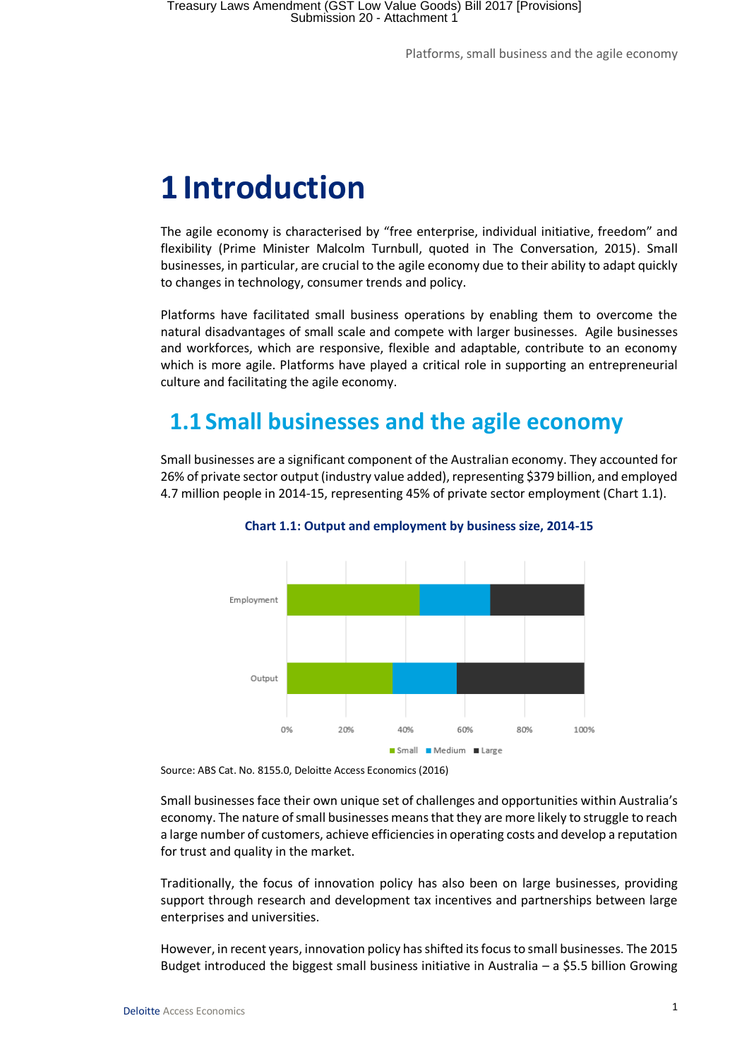# 1 Introduction

The agile economy is characterised by "free enterprise, individual initiative, freedom" and flexibility (Prime Minister Malcolm Turnbull, quoted in The Conversation, 2015). Small businesses, in particular, are crucial to the agile economy due to their ability to adapt quickly to changes in technology, consumer trends and policy.

Platforms have facilitated small business operations by enabling them to overcome the natural disadvantages of small scale and compete with larger businesses. Agile businesses and workforces, which are responsive, flexible and adaptable, contribute to an economy which is more agile. Platforms have played a critical role in supporting an entrepreneurial culture and facilitating the agile economy.

## 1.1 Small businesses and the agile economy

Small businesses are a significant component of the Australian economy. They accounted for 26% of private sector output (industry value added), representing $379 billion, and employed 4.7 million people in 2014-15, representing 45% of private sector employment (Chart 1.1).

**Chart 1.1: Output and employment by business size, 2014-15**

Source: ABS Cat. No. 8155.0, Deloitte Access Economics (2016)

Small businesses face their own unique set of challenges and opportunities within Australia's economy. The nature of small businesses means that they are more likely to struggle to reach a large number of customers, achieve efficiencies in operating costs and develop a reputation for trust and quality in the market.

Traditionally, the focus of innovation policy has also been on large businesses, providing support through research and development tax incentives and partnerships between large enterprises and universities.

However, in recent years, innovation policy has shifted its focus to small businesses. The 2015 Budget introduced the biggest small business initiative in Australia – a $5.5 billion Growing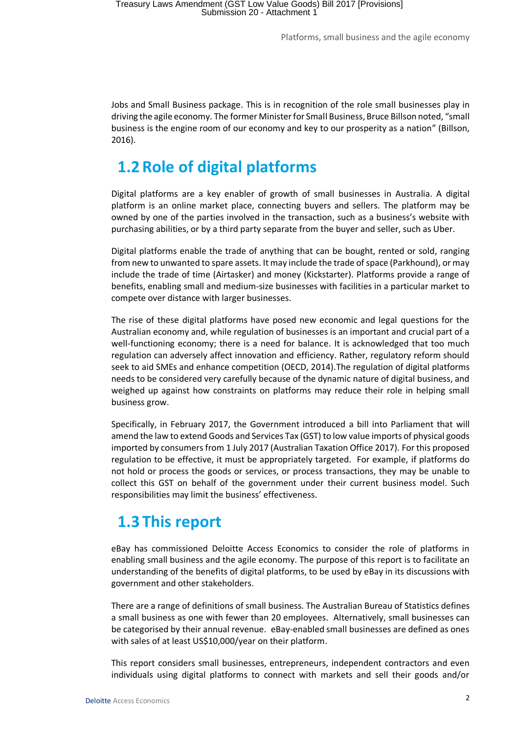Jobs and Small Business package. This is in recognition of the role small businesses play in driving the agile economy. The former Minister for Small Business, Bruce Billson noted, "small business is the engine room of our economy and key to our prosperity as a nation" (Billson, 2016).

## 1.2 Role of digital platforms

Digital platforms are a key enabler of growth of small businesses in Australia. A digital platform is an online market place, connecting buyers and sellers. The platform may be owned by one of the parties involved in the transaction, such as a business's website with purchasing abilities, or by a third party separate from the buyer and seller, such as Uber.

Digital platforms enable the trade of anything that can be bought, rented or sold, ranging from new to unwanted to spare assets. It may include the trade of space (Parkhound), or may include the trade of time (Airtasker) and money (Kickstarter). Platforms provide a range of benefits, enabling small and medium-size businesses with facilities in a particular market to compete over distance with larger businesses.

The rise of these digital platforms have posed new economic and legal questions for the Australian economy and, while regulation of businesses is an important and crucial part of a well-functioning economy; there is a need for balance. It is acknowledged that too much regulation can adversely affect innovation and efficiency. Rather, regulatory reform should seek to aid SMEs and enhance competition (OECD, 2014).The regulation of digital platforms needs to be considered very carefully because of the dynamic nature of digital business, and weighed up against how constraints on platforms may reduce their role in helping small business grow.

Specifically, in February 2017, the Government introduced a bill into Parliament that will amend the law to extend Goods and Services Tax (GST) to low value imports of physical goods imported by consumers from 1 July 2017 (Australian Taxation Office 2017). For this proposed regulation to be effective, it must be appropriately targeted. For example, if platforms do not hold or process the goods or services, or process transactions, they may be unable to collect this GST on behalf of the government under their current business model. Such responsibilities may limit the business' effectiveness.

## 1.3 This report

eBay has commissioned Deloitte Access Economics to consider the role of platforms in enabling small business and the agile economy. The purpose of this report is to facilitate an understanding of the benefits of digital platforms, to be used by eBay in its discussions with government and other stakeholders.

There are a range of definitions of small business. The Australian Bureau of Statistics defines a small business as one with fewer than 20 employees. Alternatively, small businesses can be categorised by their annual revenue. eBay-enabled small businesses are defined as ones with sales of at least US$10,000/year on their platform.

This report considers small businesses, entrepreneurs, independent contractors and even individuals using digital platforms to connect with markets and sell their goods and/or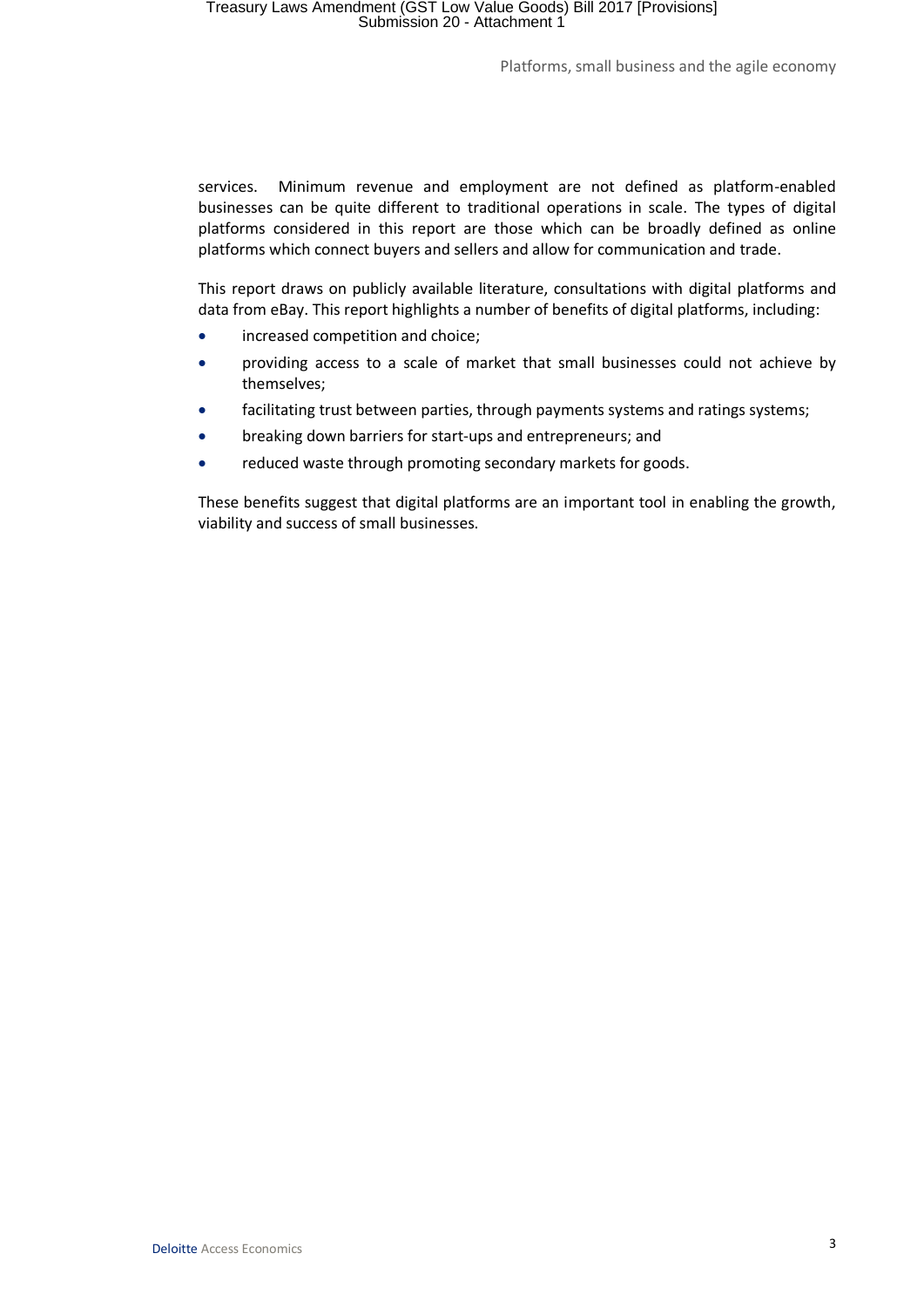services. Minimum revenue and employment are not defined as platform-enabled businesses can be quite different to traditional operations in scale. The types of digital platforms considered in this report are those which can be broadly defined as online platforms which connect buyers and sellers and allow for communication and trade.

This report draws on publicly available literature, consultations with digital platforms and data from eBay. This report highlights a number of benefits of digital platforms, including:

- increased competition and choice;
- providing access to a scale of market that small businesses could not achieve by themselves;
- facilitating trust between parties, through payments systems and ratings systems;
- breaking down barriers for start-ups and entrepreneurs; and
- reduced waste through promoting secondary markets for goods.

These benefits suggest that digital platforms are an important tool in enabling the growth, viability and success of small businesses.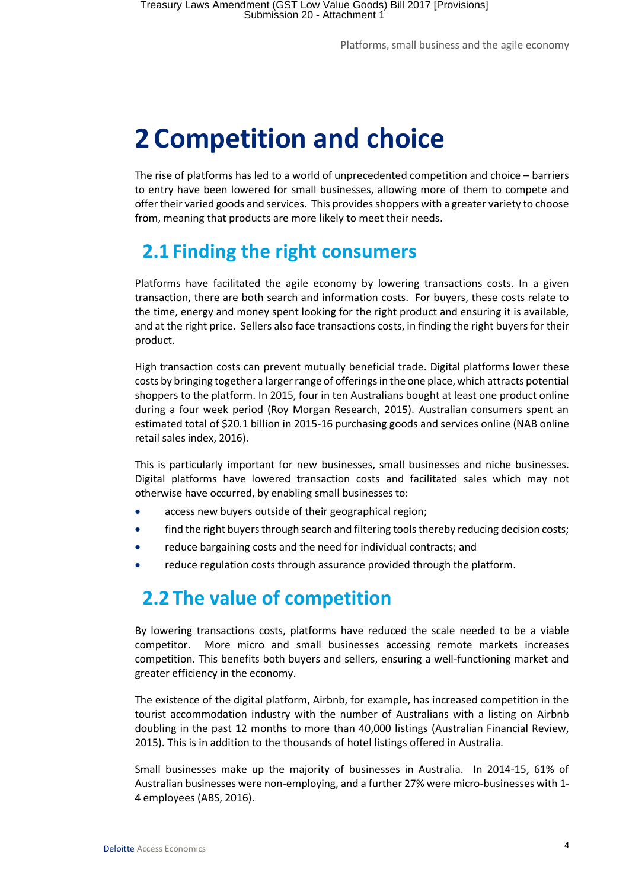# 2 Competition and choice

The rise of platforms has led to a world of unprecedented competition and choice – barriers to entry have been lowered for small businesses, allowing more of them to compete and offer their varied goods and services. This provides shoppers with a greater variety to choose from, meaning that products are more likely to meet their needs.

## 2.1 Finding the right consumers

Platforms have facilitated the agile economy by lowering transactions costs. In a given transaction, there are both search and information costs. For buyers, these costs relate to the time, energy and money spent looking for the right product and ensuring it is available, and at the right price. Sellers also face transactions costs, in finding the right buyers for their product.

High transaction costs can prevent mutually beneficial trade. Digital platforms lower these costs by bringing together a larger range of offerings in the one place, which attracts potential shoppers to the platform. In 2015, four in ten Australians bought at least one product online during a four week period (Roy Morgan Research, 2015). Australian consumers spent an estimated total of $20.1 billion in 2015-16 purchasing goods and services online (NAB online retail sales index, 2016).

This is particularly important for new businesses, small businesses and niche businesses. Digital platforms have lowered transaction costs and facilitated sales which may not otherwise have occurred, by enabling small businesses to:

- access new buyers outside of their geographical region;
- find the right buyers through search and filtering tools thereby reducing decision costs;
- reduce bargaining costs and the need for individual contracts; and
- reduce regulation costs through assurance provided through the platform.

## 2.2 The value of competition

By lowering transactions costs, platforms have reduced the scale needed to be a viable competitor. More micro and small businesses accessing remote markets increases competition. This benefits both buyers and sellers, ensuring a well-functioning market and greater efficiency in the economy.

The existence of the digital platform, Airbnb, for example, has increased competition in the tourist accommodation industry with the number of Australians with a listing on Airbnb doubling in the past 12 months to more than 40,000 listings (Australian Financial Review, 2015). This is in addition to the thousands of hotel listings offered in Australia.

Small businesses make up the majority of businesses in Australia. In 2014-15, 61% of Australian businesses were non-employing, and a further 27% were micro-businesses with 1-4 employees (ABS, 2016).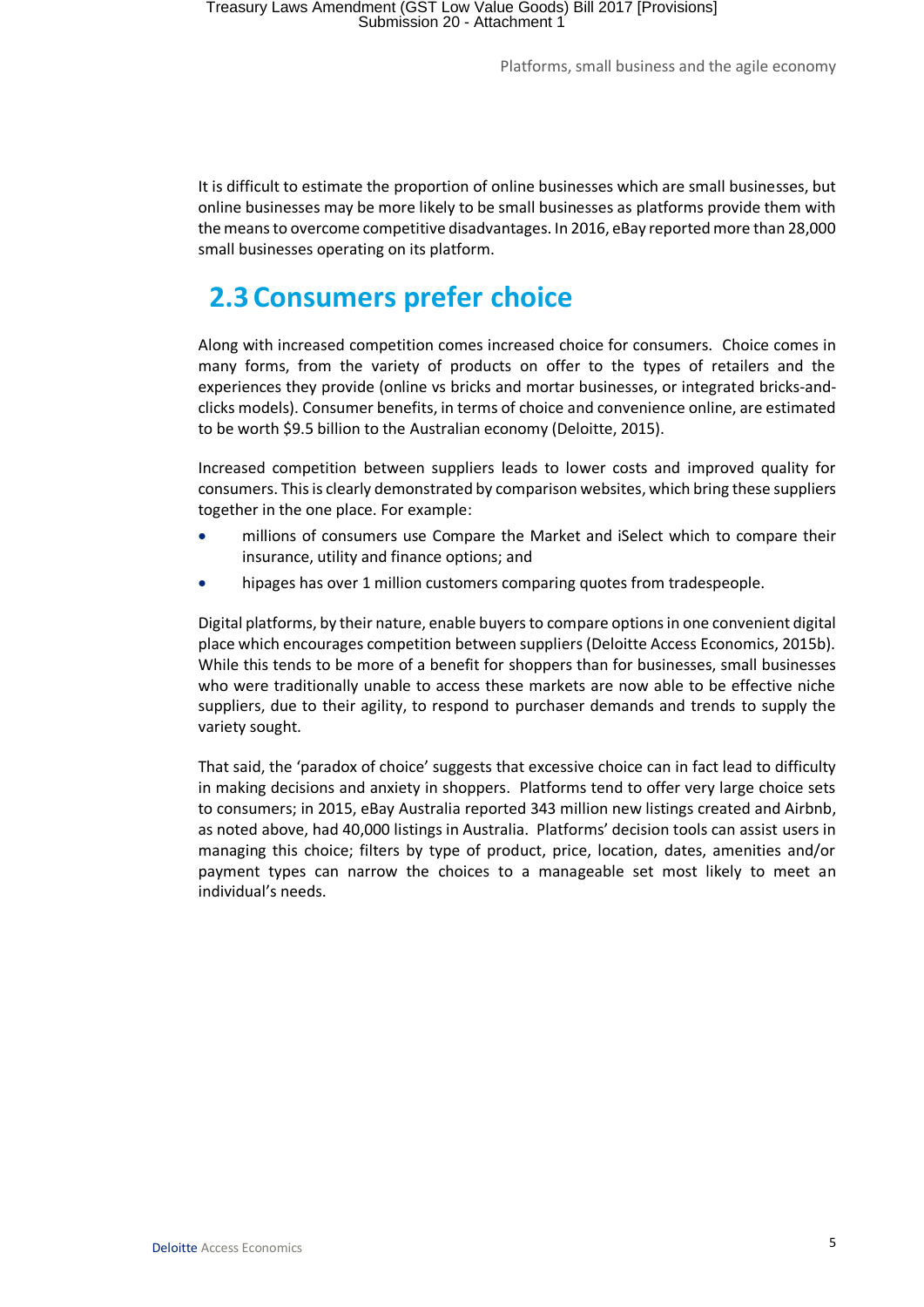It is difficult to estimate the proportion of online businesses which are small businesses, but online businesses may be more likely to be small businesses as platforms provide them with the means to overcome competitive disadvantages. In 2016, eBay reported more than 28,000 small businesses operating on its platform.

## 2.3 Consumers prefer choice

Along with increased competition comes increased choice for consumers. Choice comes in many forms, from the variety of products on offer to the types of retailers and the experiences they provide (online vs bricks and mortar businesses, or integrated bricks-and-clicks models). Consumer benefits, in terms of choice and convenience online, are estimated to be worth $9.5 billion to the Australian economy (Deloitte, 2015).

Increased competition between suppliers leads to lower costs and improved quality for consumers. This is clearly demonstrated by comparison websites, which bring these suppliers together in the one place. For example:

- millions of consumers use Compare the Market and iSelect which to compare their insurance, utility and finance options; and
- hipages has over 1 million customers comparing quotes from tradespeople.

Digital platforms, by their nature, enable buyers to compare options in one convenient digital place which encourages competition between suppliers (Deloitte Access Economics, 2015b). While this tends to be more of a benefit for shoppers than for businesses, small businesses who were traditionally unable to access these markets are now able to be effective niche suppliers, due to their agility, to respond to purchaser demands and trends to supply the variety sought.

That said, the 'paradox of choice' suggests that excessive choice can in fact lead to difficulty in making decisions and anxiety in shoppers. Platforms tend to offer very large choice sets to consumers; in 2015, eBay Australia reported 343 million new listings created and Airbnb, as noted above, had 40,000 listings in Australia. Platforms' decision tools can assist users in managing this choice; filters by type of product, price, location, dates, amenities and/or payment types can narrow the choices to a manageable set most likely to meet an individual's needs.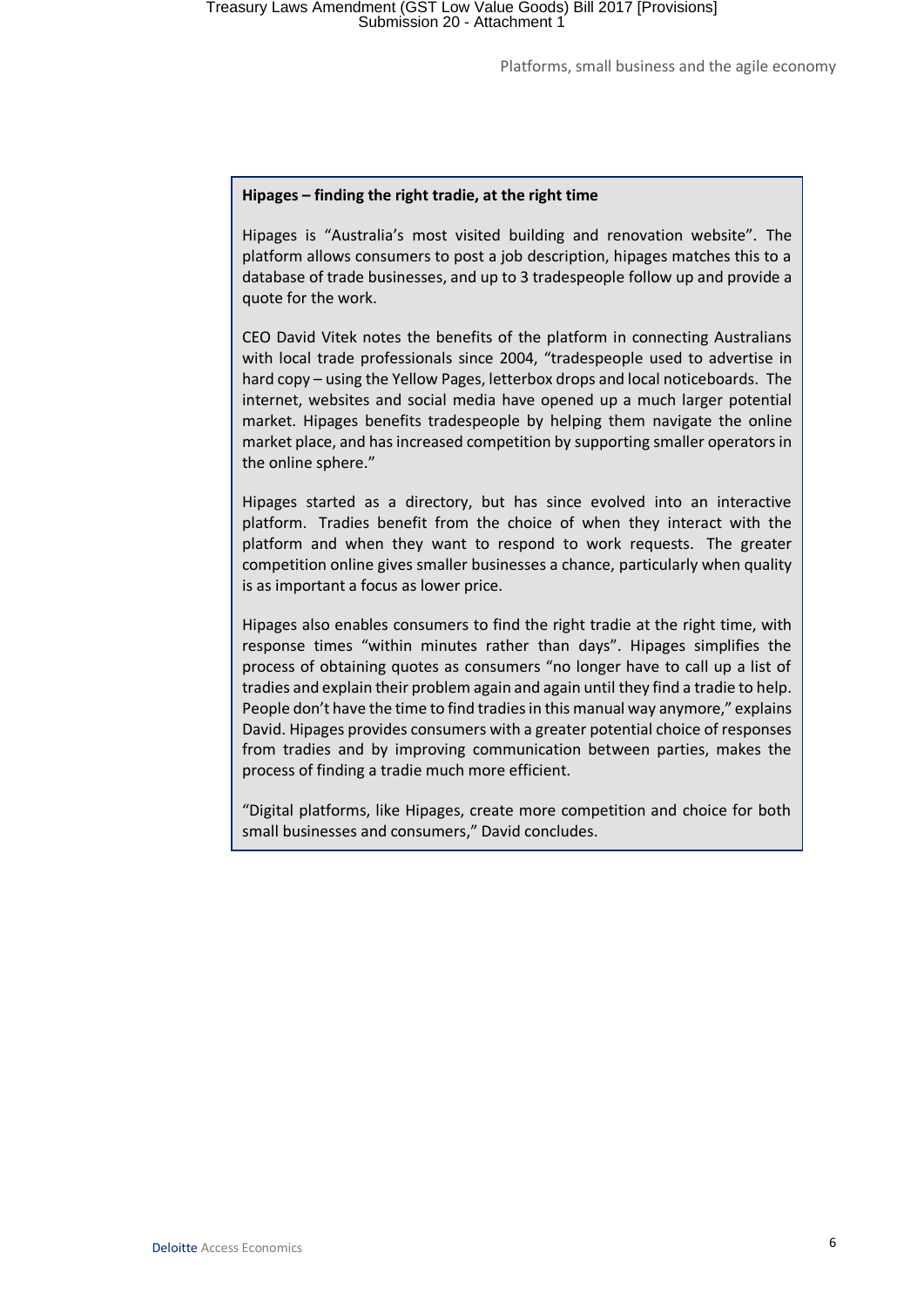**Hipages – finding the right tradie, at the right time**

Hipages is "Australia's most visited building and renovation website". The platform allows consumers to post a job description, hipages matches this to a database of trade businesses, and up to 3 tradespeople follow up and provide a quote for the work.

CEO David Vitek notes the benefits of the platform in connecting Australians with local trade professionals since 2004, "tradespeople used to advertise in hard copy – using the Yellow Pages, letterbox drops and local noticeboards. The internet, websites and social media have opened up a much larger potential market. Hipages benefits tradespeople by helping them navigate the online market place, and has increased competition by supporting smaller operators in the online sphere."

Hipages started as a directory, but has since evolved into an interactive platform. Tradies benefit from the choice of when they interact with the platform and when they want to respond to work requests. The greater competition online gives smaller businesses a chance, particularly when quality is as important a focus as lower price.

Hipages also enables consumers to find the right tradie at the right time, with response times "within minutes rather than days". Hipages simplifies the process of obtaining quotes as consumers "no longer have to call up a list of tradies and explain their problem again and again until they find a tradie to help. People don't have the time to find tradies in this manual way anymore," explains David. Hipages provides consumers with a greater potential choice of responses from tradies and by improving communication between parties, makes the process of finding a tradie much more efficient.

"Digital platforms, like Hipages, create more competition and choice for both small businesses and consumers," David concludes.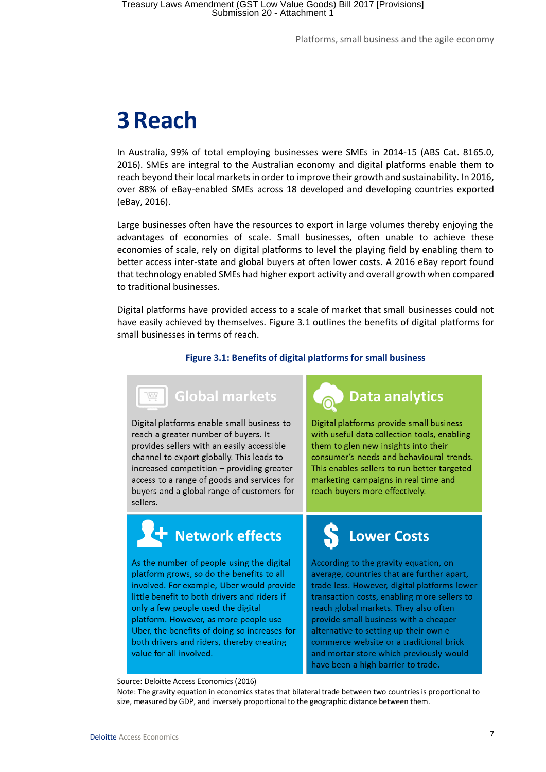# 3 Reach

In Australia, 99% of total employing businesses were SMEs in 2014-15 (ABS Cat. 8165.0, 2016). SMEs are integral to the Australian economy and digital platforms enable them to reach beyond their local markets in order to improve their growth and sustainability. In 2016, over 88% of eBay-enabled SMEs across 18 developed and developing countries exported (eBay, 2016).

Large businesses often have the resources to export in large volumes thereby enjoying the advantages of economies of scale. Small businesses, often unable to achieve these economies of scale, rely on digital platforms to level the playing field by enabling them to better access inter-state and global buyers at often lower costs. A 2016 eBay report found that technology enabled SMEs had higher export activity and overall growth when compared to traditional businesses.

Digital platforms have provided access to a scale of market that small businesses could not have easily achieved by themselves. Figure 3.1 outlines the benefits of digital platforms for small businesses in terms of reach.

**Figure 3.1: Benefits of digital platforms for small business**

**Global markets**

Digital platforms enable small business to reach a greater number of buyers. It provides sellers with an easily accessible channel to export globally. This leads to increased competition – providing greater access to a range of goods and services for buyers and a global range of customers for sellers.

**Data analytics**

Digital platforms provide small business with useful data collection tools, enabling them to glen new insights into their consumer's needs and behavioural trends. This enables sellers to run better targeted marketing campaigns in real time and reach buyers more effectively.

**Network effects**

As the number of people using the digital platform grows, so do the benefits to all involved. For example, Uber would provide little benefit to both drivers and riders if only a few people used the digital platform. However, as more people use Uber, the benefits of doing so increases for both drivers and riders, thereby creating value for all involved.

**Lower Costs**

According to the gravity equation, on average, countries that are further apart, trade less. However, digital platforms lower transaction costs, enabling more sellers to reach global markets. They also often provide small business with a cheaper alternative to setting up their own e-commerce website or a traditional brick and mortar store which previously would have been a high barrier to trade.

Source: Deloitte Access Economics (2016)

Note: The gravity equation in economics states that bilateral trade between two countries is proportional to size, measured by GDP, and inversely proportional to the geographic distance between them.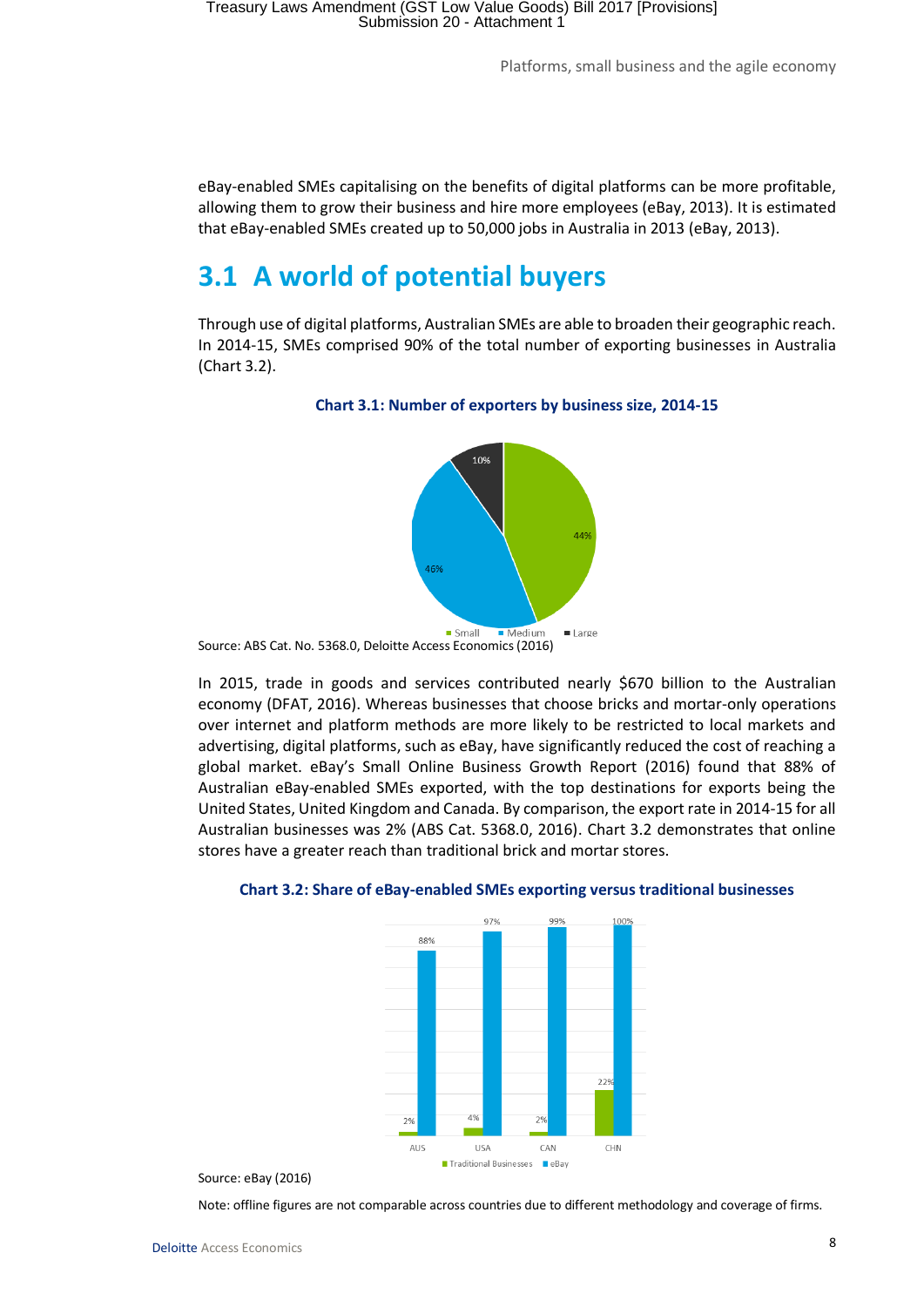eBay-enabled SMEs capitalising on the benefits of digital platforms can be more profitable, allowing them to grow their business and hire more employees (eBay, 2013). It is estimated that eBay-enabled SMEs created up to 50,000 jobs in Australia in 2013 (eBay, 2013).

## 3.1 A world of potential buyers

Through use of digital platforms, Australian SMEs are able to broaden their geographic reach. In 2014-15, SMEs comprised 90% of the total number of exporting businesses in Australia (Chart 3.2).

**Chart 3.1: Number of exporters by business size, 2014-15**

| Business size | Share |
|---|---|
| Small | 44% |
| Medium | 46% |
| Large | 10% |

Source: ABS Cat. No. 5368.0, Deloitte Access Economics (2016)

In 2015, trade in goods and services contributed nearly $670 billion to the Australian economy (DFAT, 2016). Whereas businesses that choose bricks and mortar-only operations over internet and platform methods are more likely to be restricted to local markets and advertising, digital platforms, such as eBay, have significantly reduced the cost of reaching a global market. eBay's Small Online Business Growth Report (2016) found that 88% of Australian eBay-enabled SMEs exported, with the top destinations for exports being the United States, United Kingdom and Canada. By comparison, the export rate in 2014-15 for all Australian businesses was 2% (ABS Cat. 5368.0, 2016). Chart 3.2 demonstrates that online stores have a greater reach than traditional brick and mortar stores.

**Chart 3.2: Share of eBay-enabled SMEs exporting versus traditional businesses**

| | Traditional Businesses | eBay |
|---|---|---|
| AUS | 2% | 88% |
| USA | 4% | 97% |
| CAN | 2% | 99% |
| CHN | 22% | 100% |

Source: eBay (2016)

Note: offline figures are not comparable across countries due to different methodology and coverage of firms.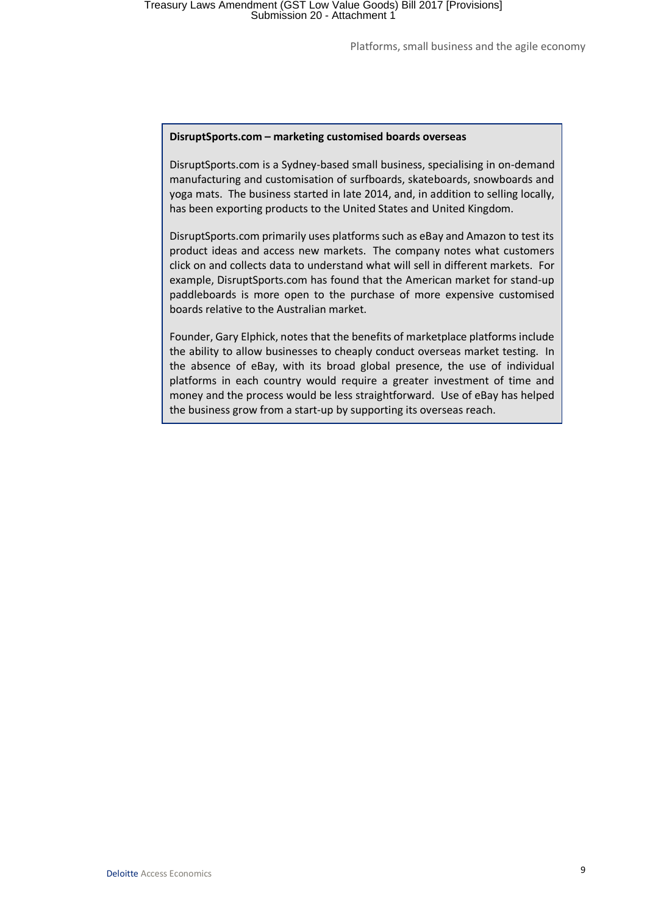**DisruptSports.com – marketing customised boards overseas**

DisruptSports.com is a Sydney-based small business, specialising in on-demand manufacturing and customisation of surfboards, skateboards, snowboards and yoga mats. The business started in late 2014, and, in addition to selling locally, has been exporting products to the United States and United Kingdom.

DisruptSports.com primarily uses platforms such as eBay and Amazon to test its product ideas and access new markets. The company notes what customers click on and collects data to understand what will sell in different markets. For example, DisruptSports.com has found that the American market for stand-up paddleboards is more open to the purchase of more expensive customised boards relative to the Australian market.

Founder, Gary Elphick, notes that the benefits of marketplace platforms include the ability to allow businesses to cheaply conduct overseas market testing. In the absence of eBay, with its broad global presence, the use of individual platforms in each country would require a greater investment of time and money and the process would be less straightforward. Use of eBay has helped the business grow from a start-up by supporting its overseas reach.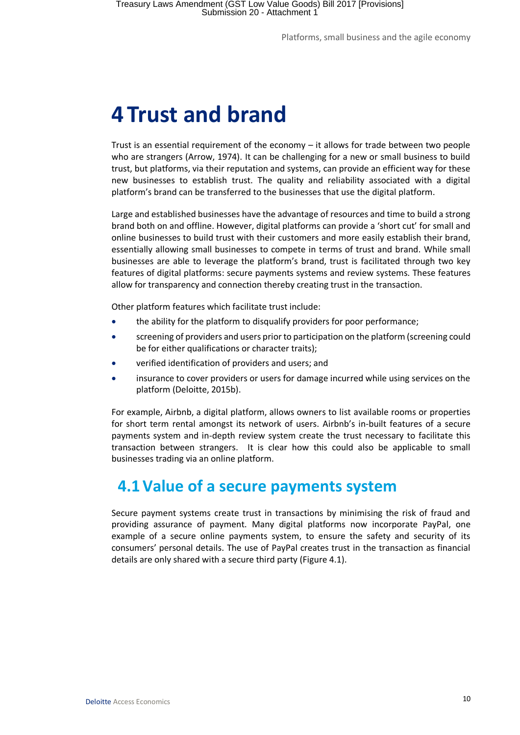# 4 Trust and brand

Trust is an essential requirement of the economy – it allows for trade between two people who are strangers (Arrow, 1974). It can be challenging for a new or small business to build trust, but platforms, via their reputation and systems, can provide an efficient way for these new businesses to establish trust. The quality and reliability associated with a digital platform's brand can be transferred to the businesses that use the digital platform.

Large and established businesses have the advantage of resources and time to build a strong brand both on and offline. However, digital platforms can provide a 'short cut' for small and online businesses to build trust with their customers and more easily establish their brand, essentially allowing small businesses to compete in terms of trust and brand. While small businesses are able to leverage the platform's brand, trust is facilitated through two key features of digital platforms: secure payments systems and review systems. These features allow for transparency and connection thereby creating trust in the transaction.

Other platform features which facilitate trust include:

- the ability for the platform to disqualify providers for poor performance;
- screening of providers and users prior to participation on the platform (screening could be for either qualifications or character traits);
- verified identification of providers and users; and
- insurance to cover providers or users for damage incurred while using services on the platform (Deloitte, 2015b).

For example, Airbnb, a digital platform, allows owners to list available rooms or properties for short term rental amongst its network of users. Airbnb's in-built features of a secure payments system and in-depth review system create the trust necessary to facilitate this transaction between strangers. It is clear how this could also be applicable to small businesses trading via an online platform.

## 4.1 Value of a secure payments system

Secure payment systems create trust in transactions by minimising the risk of fraud and providing assurance of payment. Many digital platforms now incorporate PayPal, one example of a secure online payments system, to ensure the safety and security of its consumers' personal details. The use of PayPal creates trust in the transaction as financial details are only shared with a secure third party (Figure 4.1).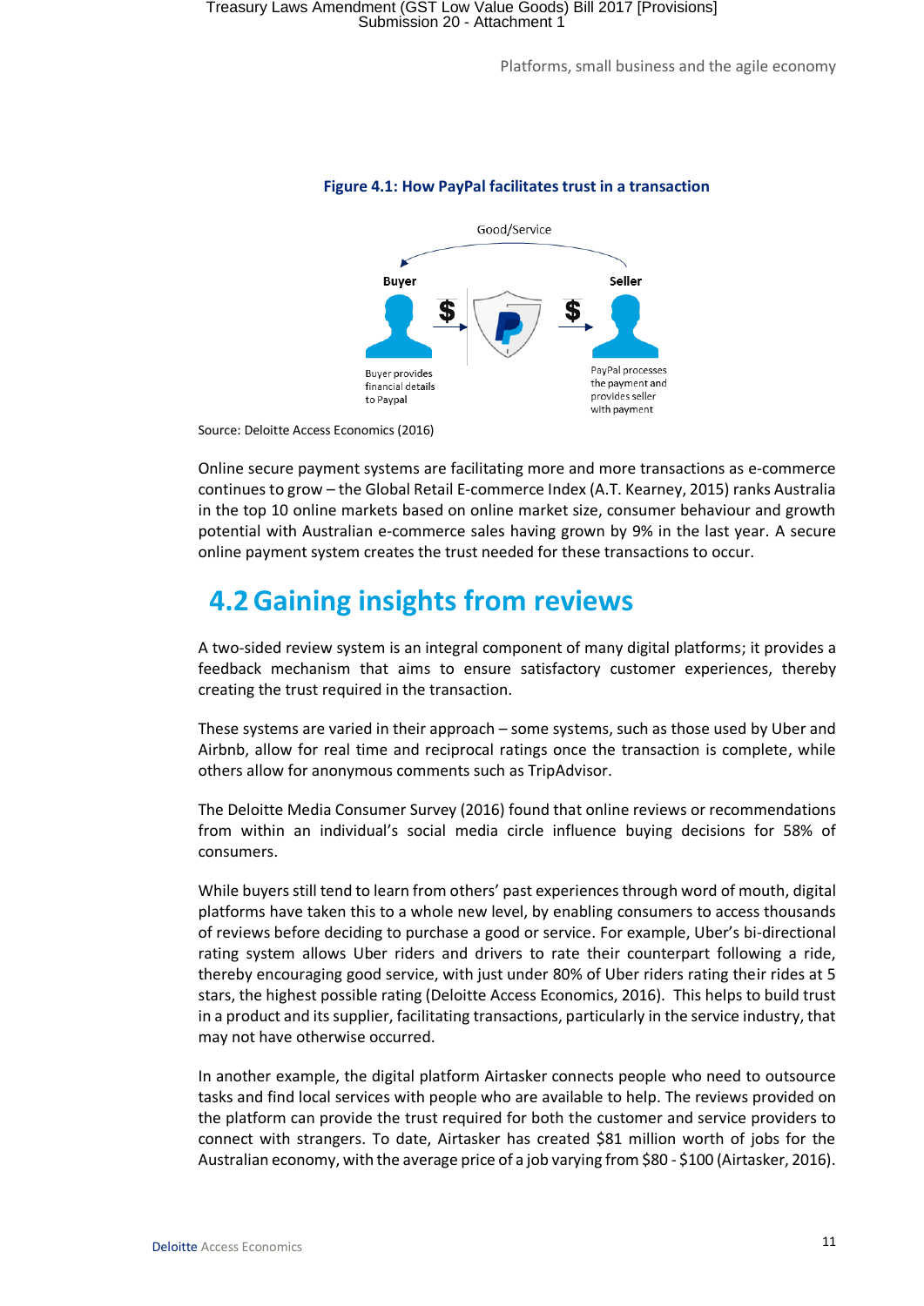**Figure 4.1: How PayPal facilitates trust in a transaction**

Good/Service

Buyer

Seller

Buyer provides financial details to Paypal

PayPal processes the payment and provides seller with payment

Source: Deloitte Access Economics (2016)

Online secure payment systems are facilitating more and more transactions as e-commerce continues to grow – the Global Retail E-commerce Index (A.T. Kearney, 2015) ranks Australia in the top 10 online markets based on online market size, consumer behaviour and growth potential with Australian e-commerce sales having grown by 9% in the last year. A secure online payment system creates the trust needed for these transactions to occur.

## 4.2 Gaining insights from reviews

A two-sided review system is an integral component of many digital platforms; it provides a feedback mechanism that aims to ensure satisfactory customer experiences, thereby creating the trust required in the transaction.

These systems are varied in their approach – some systems, such as those used by Uber and Airbnb, allow for real time and reciprocal ratings once the transaction is complete, while others allow for anonymous comments such as TripAdvisor.

The Deloitte Media Consumer Survey (2016) found that online reviews or recommendations from within an individual's social media circle influence buying decisions for 58% of consumers.

While buyers still tend to learn from others' past experiences through word of mouth, digital platforms have taken this to a whole new level, by enabling consumers to access thousands of reviews before deciding to purchase a good or service. For example, Uber's bi-directional rating system allows Uber riders and drivers to rate their counterpart following a ride, thereby encouraging good service, with just under 80% of Uber riders rating their rides at 5 stars, the highest possible rating (Deloitte Access Economics, 2016). This helps to build trust in a product and its supplier, facilitating transactions, particularly in the service industry, that may not have otherwise occurred.

In another example, the digital platform Airtasker connects people who need to outsource tasks and find local services with people who are available to help. The reviews provided on the platform can provide the trust required for both the customer and service providers to connect with strangers. To date, Airtasker has created $81 million worth of jobs for the Australian economy, with the average price of a job varying from $80 - $100 (Airtasker, 2016).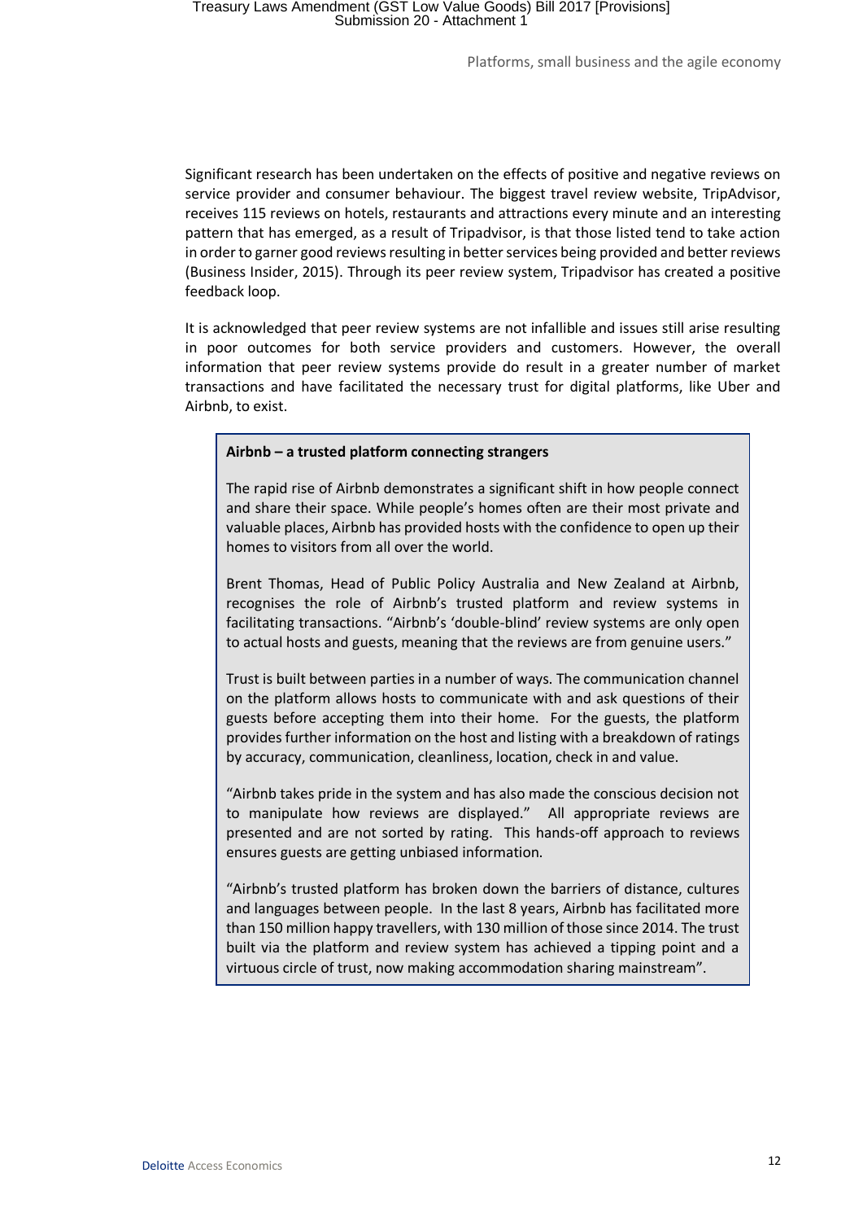Significant research has been undertaken on the effects of positive and negative reviews on service provider and consumer behaviour. The biggest travel review website, TripAdvisor, receives 115 reviews on hotels, restaurants and attractions every minute and an interesting pattern that has emerged, as a result of Tripadvisor, is that those listed tend to take action in order to garner good reviews resulting in better services being provided and better reviews (Business Insider, 2015). Through its peer review system, Tripadvisor has created a positive feedback loop.

It is acknowledged that peer review systems are not infallible and issues still arise resulting in poor outcomes for both service providers and customers. However, the overall information that peer review systems provide do result in a greater number of market transactions and have facilitated the necessary trust for digital platforms, like Uber and Airbnb, to exist.

> **Airbnb – a trusted platform connecting strangers**
>
> The rapid rise of Airbnb demonstrates a significant shift in how people connect and share their space. While people's homes often are their most private and valuable places, Airbnb has provided hosts with the confidence to open up their homes to visitors from all over the world.
>
> Brent Thomas, Head of Public Policy Australia and New Zealand at Airbnb, recognises the role of Airbnb's trusted platform and review systems in facilitating transactions. "Airbnb's 'double-blind' review systems are only open to actual hosts and guests, meaning that the reviews are from genuine users."
>
> Trust is built between parties in a number of ways. The communication channel on the platform allows hosts to communicate with and ask questions of their guests before accepting them into their home. For the guests, the platform provides further information on the host and listing with a breakdown of ratings by accuracy, communication, cleanliness, location, check in and value.
>
> "Airbnb takes pride in the system and has also made the conscious decision not to manipulate how reviews are displayed." All appropriate reviews are presented and are not sorted by rating. This hands-off approach to reviews ensures guests are getting unbiased information.
>
> "Airbnb's trusted platform has broken down the barriers of distance, cultures and languages between people. In the last 8 years, Airbnb has facilitated more than 150 million happy travellers, with 130 million of those since 2014. The trust built via the platform and review system has achieved a tipping point and a virtuous circle of trust, now making accommodation sharing mainstream".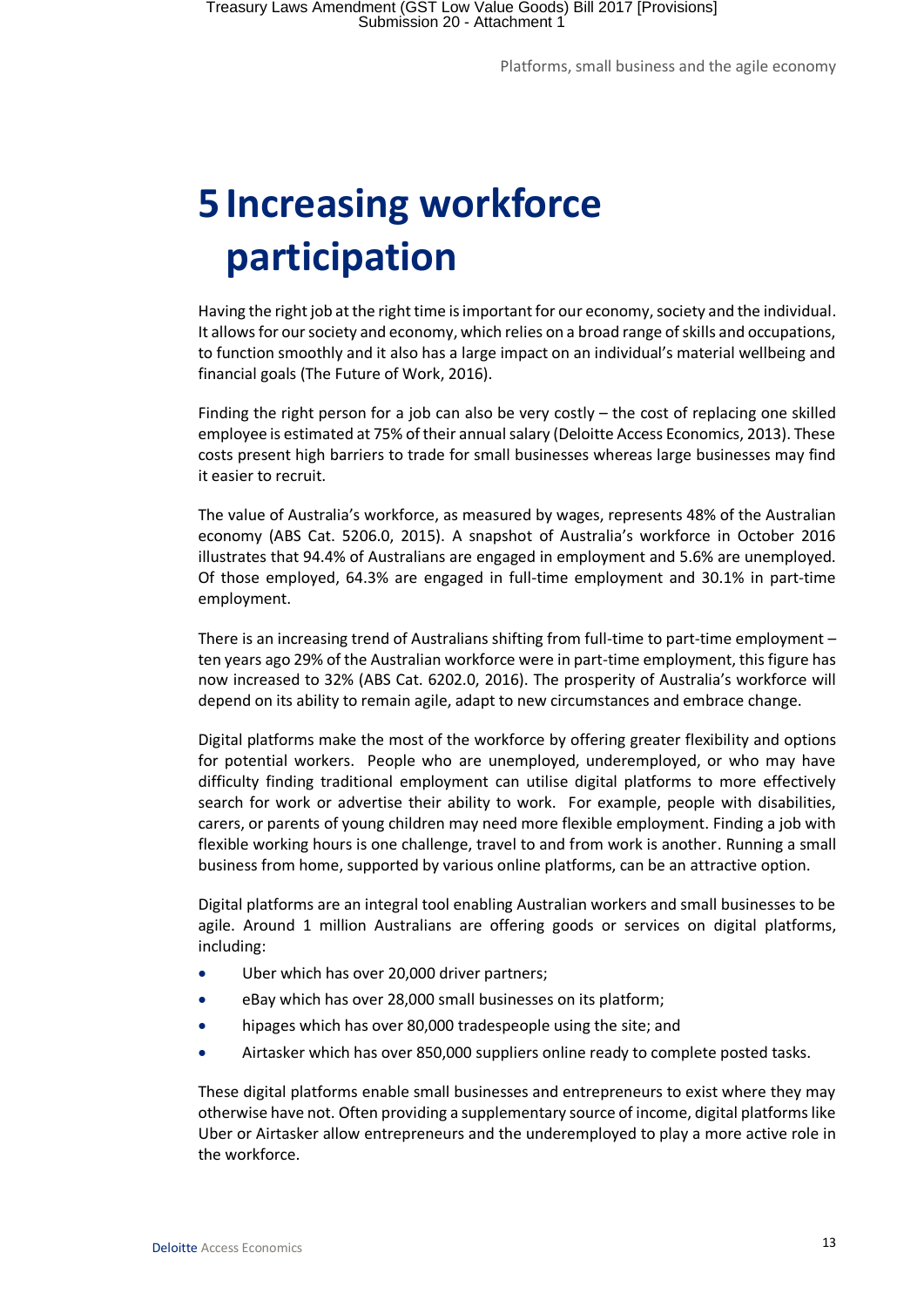# 5 Increasing workforce participation

Having the right job at the right time is important for our economy, society and the individual. It allows for our society and economy, which relies on a broad range of skills and occupations, to function smoothly and it also has a large impact on an individual's material wellbeing and financial goals (The Future of Work, 2016).

Finding the right person for a job can also be very costly – the cost of replacing one skilled employee is estimated at 75% of their annual salary (Deloitte Access Economics, 2013). These costs present high barriers to trade for small businesses whereas large businesses may find it easier to recruit.

The value of Australia's workforce, as measured by wages, represents 48% of the Australian economy (ABS Cat. 5206.0, 2015). A snapshot of Australia's workforce in October 2016 illustrates that 94.4% of Australians are engaged in employment and 5.6% are unemployed. Of those employed, 64.3% are engaged in full-time employment and 30.1% in part-time employment.

There is an increasing trend of Australians shifting from full-time to part-time employment – ten years ago 29% of the Australian workforce were in part-time employment, this figure has now increased to 32% (ABS Cat. 6202.0, 2016). The prosperity of Australia's workforce will depend on its ability to remain agile, adapt to new circumstances and embrace change.

Digital platforms make the most of the workforce by offering greater flexibility and options for potential workers. People who are unemployed, underemployed, or who may have difficulty finding traditional employment can utilise digital platforms to more effectively search for work or advertise their ability to work. For example, people with disabilities, carers, or parents of young children may need more flexible employment. Finding a job with flexible working hours is one challenge, travel to and from work is another. Running a small business from home, supported by various online platforms, can be an attractive option.

Digital platforms are an integral tool enabling Australian workers and small businesses to be agile. Around 1 million Australians are offering goods or services on digital platforms, including:

- Uber which has over 20,000 driver partners;
- eBay which has over 28,000 small businesses on its platform;
- hipages which has over 80,000 tradespeople using the site; and
- Airtasker which has over 850,000 suppliers online ready to complete posted tasks.

These digital platforms enable small businesses and entrepreneurs to exist where they may otherwise have not. Often providing a supplementary source of income, digital platforms like Uber or Airtasker allow entrepreneurs and the underemployed to play a more active role in the workforce.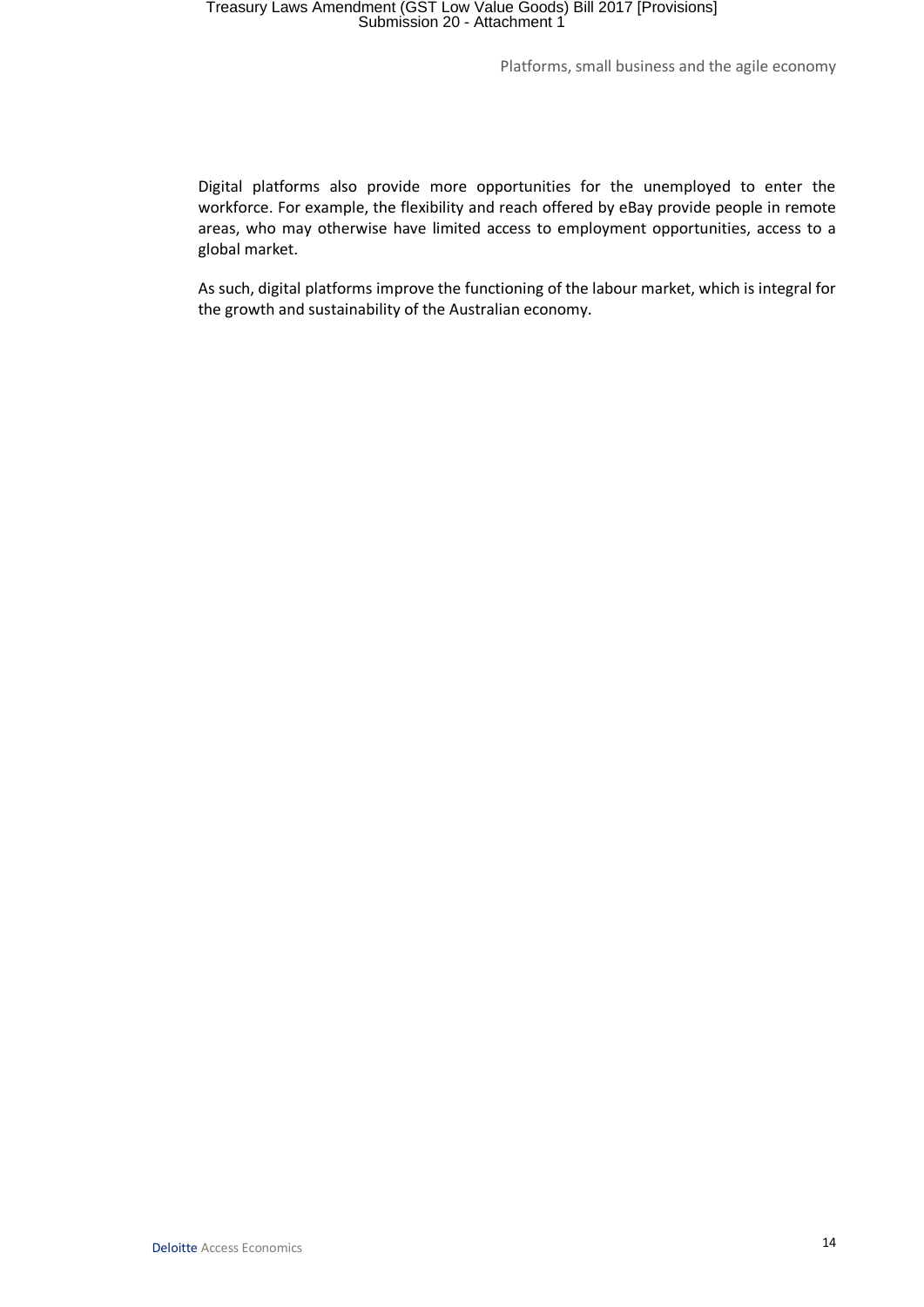Digital platforms also provide more opportunities for the unemployed to enter the workforce. For example, the flexibility and reach offered by eBay provide people in remote areas, who may otherwise have limited access to employment opportunities, access to a global market.

As such, digital platforms improve the functioning of the labour market, which is integral for the growth and sustainability of the Australian economy.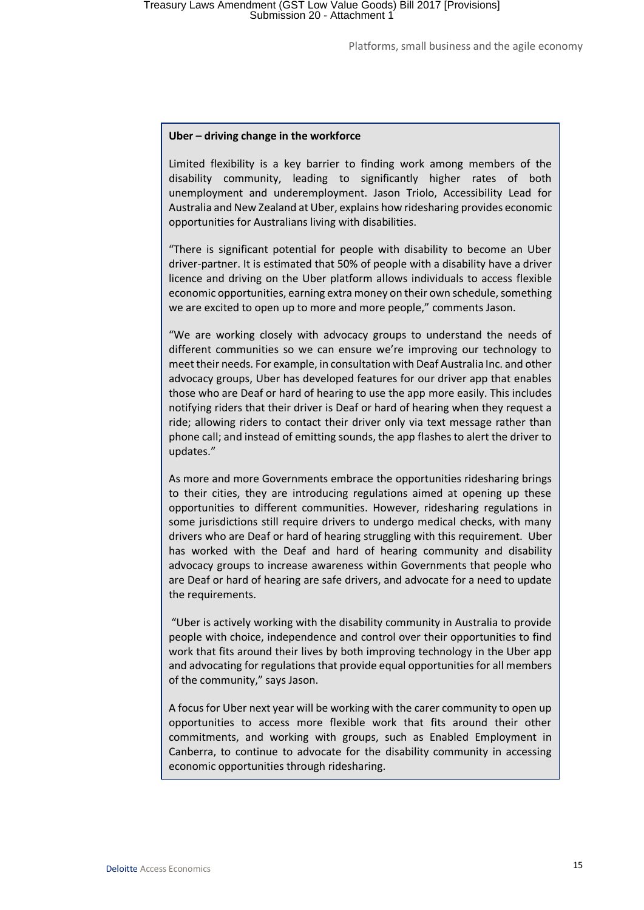**Uber – driving change in the workforce**

Limited flexibility is a key barrier to finding work among members of the disability community, leading to significantly higher rates of both unemployment and underemployment. Jason Triolo, Accessibility Lead for Australia and New Zealand at Uber, explains how ridesharing provides economic opportunities for Australians living with disabilities.

"There is significant potential for people with disability to become an Uber driver-partner. It is estimated that 50% of people with a disability have a driver licence and driving on the Uber platform allows individuals to access flexible economic opportunities, earning extra money on their own schedule, something we are excited to open up to more and more people," comments Jason.

"We are working closely with advocacy groups to understand the needs of different communities so we can ensure we're improving our technology to meet their needs. For example, in consultation with Deaf Australia Inc. and other advocacy groups, Uber has developed features for our driver app that enables those who are Deaf or hard of hearing to use the app more easily. This includes notifying riders that their driver is Deaf or hard of hearing when they request a ride; allowing riders to contact their driver only via text message rather than phone call; and instead of emitting sounds, the app flashes to alert the driver to updates."

As more and more Governments embrace the opportunities ridesharing brings to their cities, they are introducing regulations aimed at opening up these opportunities to different communities. However, ridesharing regulations in some jurisdictions still require drivers to undergo medical checks, with many drivers who are Deaf or hard of hearing struggling with this requirement. Uber has worked with the Deaf and hard of hearing community and disability advocacy groups to increase awareness within Governments that people who are Deaf or hard of hearing are safe drivers, and advocate for a need to update the requirements.

"Uber is actively working with the disability community in Australia to provide people with choice, independence and control over their opportunities to find work that fits around their lives by both improving technology in the Uber app and advocating for regulations that provide equal opportunities for all members of the community," says Jason.

A focus for Uber next year will be working with the carer community to open up opportunities to access more flexible work that fits around their other commitments, and working with groups, such as Enabled Employment in Canberra, to continue to advocate for the disability community in accessing economic opportunities through ridesharing.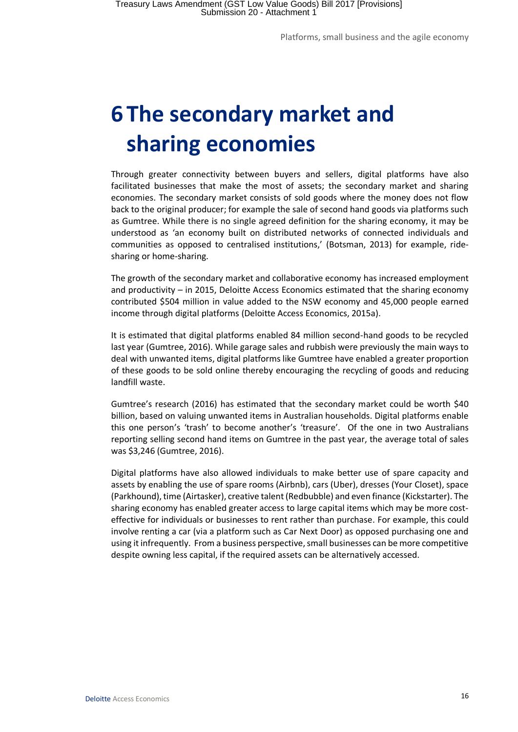# 6 The secondary market and sharing economies

Through greater connectivity between buyers and sellers, digital platforms have also facilitated businesses that make the most of assets; the secondary market and sharing economies. The secondary market consists of sold goods where the money does not flow back to the original producer; for example the sale of second hand goods via platforms such as Gumtree. While there is no single agreed definition for the sharing economy, it may be understood as 'an economy built on distributed networks of connected individuals and communities as opposed to centralised institutions,' (Botsman, 2013) for example, ride-sharing or home-sharing.

The growth of the secondary market and collaborative economy has increased employment and productivity – in 2015, Deloitte Access Economics estimated that the sharing economy contributed $504 million in value added to the NSW economy and 45,000 people earned income through digital platforms (Deloitte Access Economics, 2015a).

It is estimated that digital platforms enabled 84 million second-hand goods to be recycled last year (Gumtree, 2016). While garage sales and rubbish were previously the main ways to deal with unwanted items, digital platforms like Gumtree have enabled a greater proportion of these goods to be sold online thereby encouraging the recycling of goods and reducing landfill waste.

Gumtree's research (2016) has estimated that the secondary market could be worth $40 billion, based on valuing unwanted items in Australian households. Digital platforms enable this one person's 'trash' to become another's 'treasure'. Of the one in two Australians reporting selling second hand items on Gumtree in the past year, the average total of sales was $3,246 (Gumtree, 2016).

Digital platforms have also allowed individuals to make better use of spare capacity and assets by enabling the use of spare rooms (Airbnb), cars (Uber), dresses (Your Closet), space (Parkhound), time (Airtasker), creative talent (Redbubble) and even finance (Kickstarter). The sharing economy has enabled greater access to large capital items which may be more cost-effective for individuals or businesses to rent rather than purchase. For example, this could involve renting a car (via a platform such as Car Next Door) as opposed purchasing one and using it infrequently. From a business perspective, small businesses can be more competitive despite owning less capital, if the required assets can be alternatively accessed.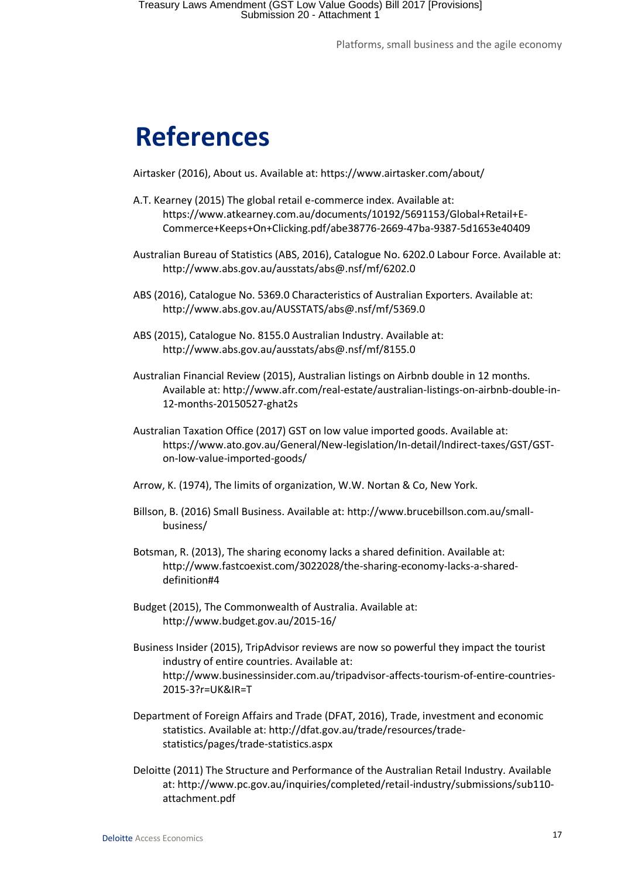# References

Airtasker (2016), About us. Available at: https://www.airtasker.com/about/

A.T. Kearney (2015) The global retail e-commerce index. Available at: https://www.atkearney.com.au/documents/10192/5691153/Global+Retail+E-Commerce+Keeps+On+Clicking.pdf/abe38776-2669-47ba-9387-5d1653e40409

Australian Bureau of Statistics (ABS, 2016), Catalogue No. 6202.0 Labour Force. Available at: http://www.abs.gov.au/ausstats/abs@.nsf/mf/6202.0

ABS (2016), Catalogue No. 5369.0 Characteristics of Australian Exporters. Available at: http://www.abs.gov.au/AUSSTATS/abs@.nsf/mf/5369.0

ABS (2015), Catalogue No. 8155.0 Australian Industry. Available at: http://www.abs.gov.au/ausstats/abs@.nsf/mf/8155.0

Australian Financial Review (2015), Australian listings on Airbnb double in 12 months. Available at: http://www.afr.com/real-estate/australian-listings-on-airbnb-double-in-12-months-20150527-ghat2s

Australian Taxation Office (2017) GST on low value imported goods. Available at: https://www.ato.gov.au/General/New-legislation/In-detail/Indirect-taxes/GST/GST-on-low-value-imported-goods/

Arrow, K. (1974), The limits of organization, W.W. Nortan & Co, New York.

Billson, B. (2016) Small Business. Available at: http://www.brucebillson.com.au/small-business/

Botsman, R. (2013), The sharing economy lacks a shared definition. Available at: http://www.fastcoexist.com/3022028/the-sharing-economy-lacks-a-shared-definition#4

Budget (2015), The Commonwealth of Australia. Available at: http://www.budget.gov.au/2015-16/

Business Insider (2015), TripAdvisor reviews are now so powerful they impact the tourist industry of entire countries. Available at: http://www.businessinsider.com.au/tripadvisor-affects-tourism-of-entire-countries-2015-3?r=UK&IR=T

Department of Foreign Affairs and Trade (DFAT, 2016), Trade, investment and economic statistics. Available at: http://dfat.gov.au/trade/resources/trade-statistics/pages/trade-statistics.aspx

Deloitte (2011) The Structure and Performance of the Australian Retail Industry. Available at: http://www.pc.gov.au/inquiries/completed/retail-industry/submissions/sub110-attachment.pdf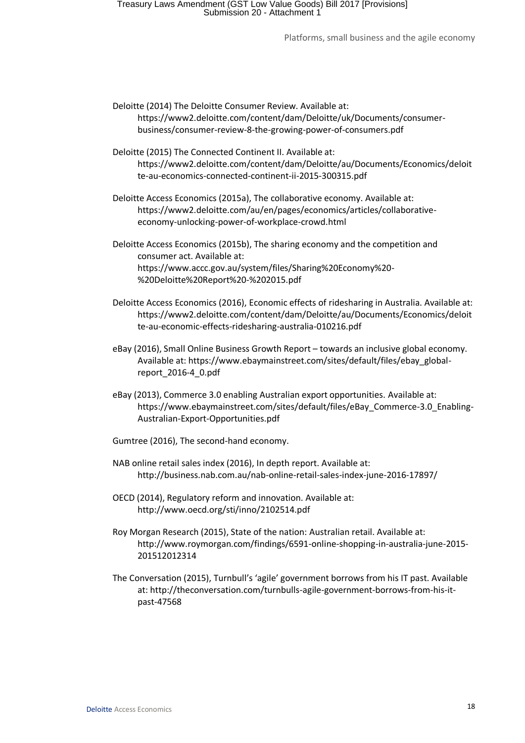Deloitte (2014) The Deloitte Consumer Review. Available at: https://www2.deloitte.com/content/dam/Deloitte/uk/Documents/consumer-business/consumer-review-8-the-growing-power-of-consumers.pdf

Deloitte (2015) The Connected Continent II. Available at: https://www2.deloitte.com/content/dam/Deloitte/au/Documents/Economics/deloitte-au-economics-connected-continent-ii-2015-300315.pdf

Deloitte Access Economics (2015a), The collaborative economy. Available at: https://www2.deloitte.com/au/en/pages/economics/articles/collaborative-economy-unlocking-power-of-workplace-crowd.html

Deloitte Access Economics (2015b), The sharing economy and the competition and consumer act. Available at: https://www.accc.gov.au/system/files/Sharing%20Economy%20-%20Deloitte%20Report%20-%202015.pdf

Deloitte Access Economics (2016), Economic effects of ridesharing in Australia. Available at: https://www2.deloitte.com/content/dam/Deloitte/au/Documents/Economics/deloitte-au-economic-effects-ridesharing-australia-010216.pdf

eBay (2016), Small Online Business Growth Report – towards an inclusive global economy. Available at: https://www.ebaymainstreet.com/sites/default/files/ebay_global-report_2016-4_0.pdf

eBay (2013), Commerce 3.0 enabling Australian export opportunities. Available at: https://www.ebaymainstreet.com/sites/default/files/eBay_Commerce-3.0_Enabling-Australian-Export-Opportunities.pdf

Gumtree (2016), The second-hand economy.

NAB online retail sales index (2016), In depth report. Available at: http://business.nab.com.au/nab-online-retail-sales-index-june-2016-17897/

OECD (2014), Regulatory reform and innovation. Available at: http://www.oecd.org/sti/inno/2102514.pdf

Roy Morgan Research (2015), State of the nation: Australian retail. Available at: http://www.roymorgan.com/findings/6591-online-shopping-in-australia-june-2015-201512012314

The Conversation (2015), Turnbull's 'agile' government borrows from his IT past. Available at: http://theconversation.com/turnbulls-agile-government-borrows-from-his-it-past-47568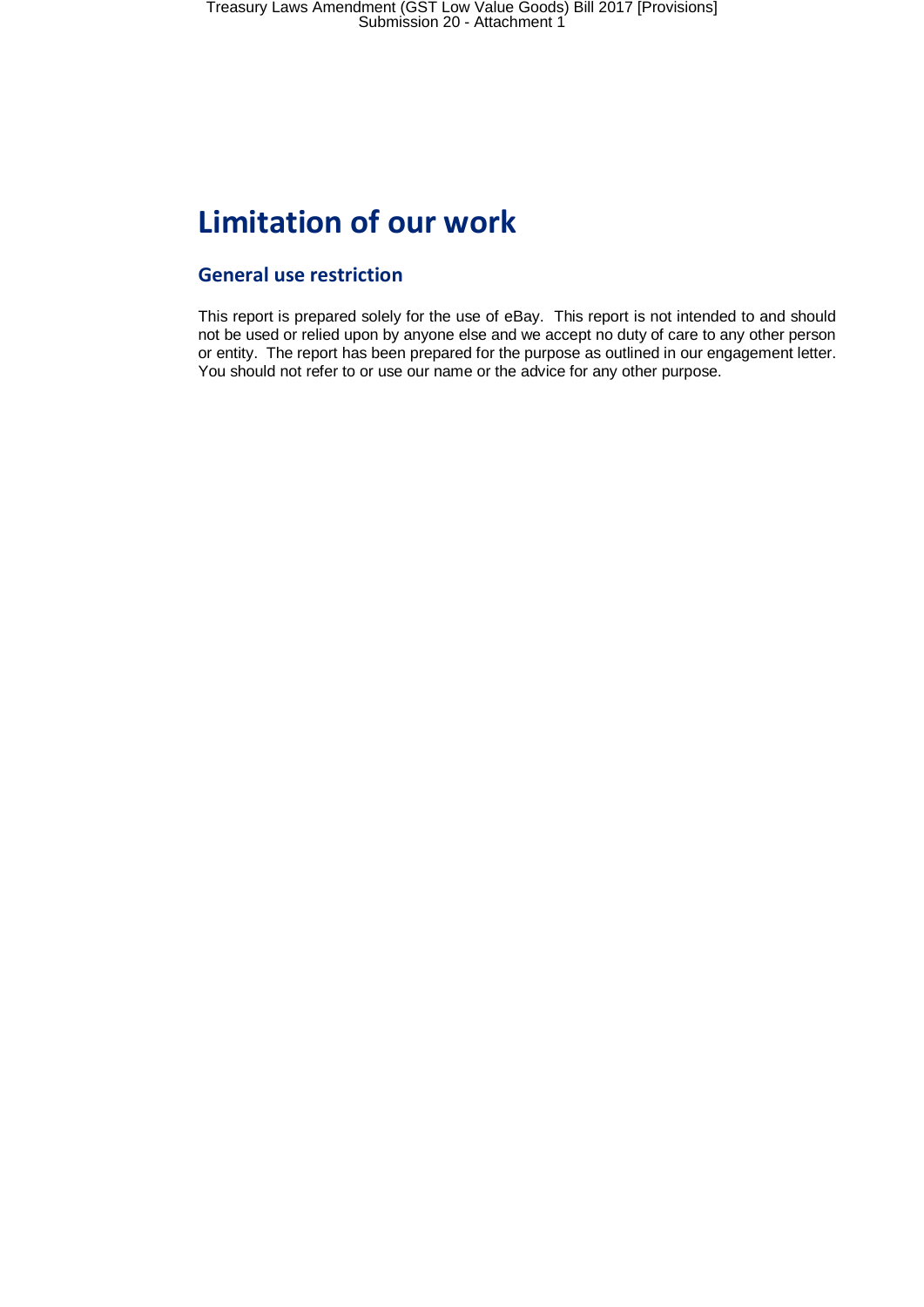# Limitation of our work

## General use restriction

This report is prepared solely for the use of eBay. This report is not intended to and should not be used or relied upon by anyone else and we accept no duty of care to any other person or entity. The report has been prepared for the purpose as outlined in our engagement letter. You should not refer to or use our name or the advice for any other purpose.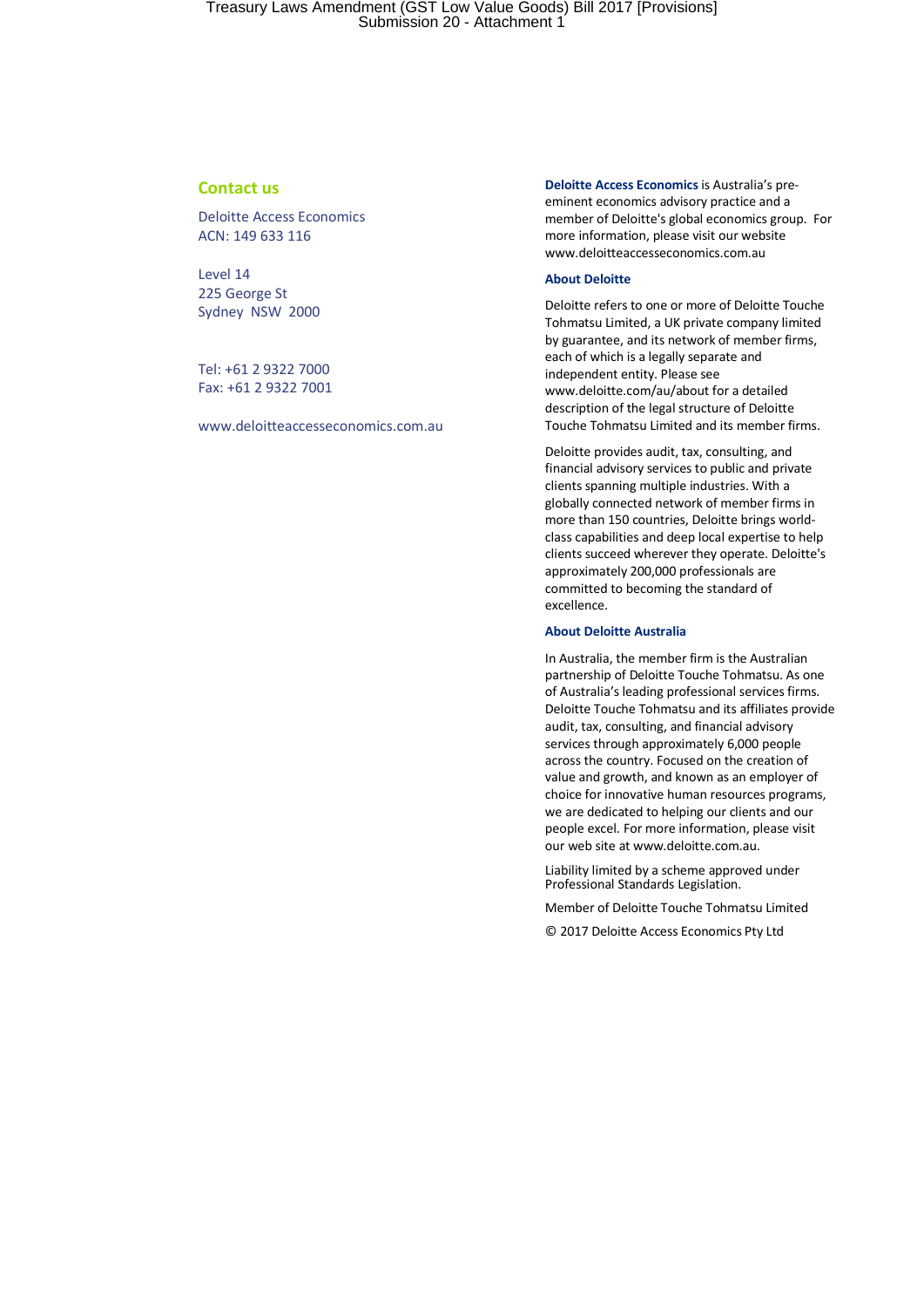## Contact us

Deloitte Access Economics
ACN: 149 633 116

Level 14
225 George St
Sydney NSW 2000

Tel: +61 2 9322 7000
Fax: +61 2 9322 7001

www.deloitteaccesseconomics.com.au

**Deloitte Access Economics** is Australia's pre-eminent economics advisory practice and a member of Deloitte's global economics group. For more information, please visit our website www.deloitteaccesseconomics.com.au

### About Deloitte

Deloitte refers to one or more of Deloitte Touche Tohmatsu Limited, a UK private company limited by guarantee, and its network of member firms, each of which is a legally separate and independent entity. Please see www.deloitte.com/au/about for a detailed description of the legal structure of Deloitte Touche Tohmatsu Limited and its member firms.

Deloitte provides audit, tax, consulting, and financial advisory services to public and private clients spanning multiple industries. With a globally connected network of member firms in more than 150 countries, Deloitte brings world-class capabilities and deep local expertise to help clients succeed wherever they operate. Deloitte's approximately 200,000 professionals are committed to becoming the standard of excellence.

### About Deloitte Australia

In Australia, the member firm is the Australian partnership of Deloitte Touche Tohmatsu. As one of Australia's leading professional services firms. Deloitte Touche Tohmatsu and its affiliates provide audit, tax, consulting, and financial advisory services through approximately 6,000 people across the country. Focused on the creation of value and growth, and known as an employer of choice for innovative human resources programs, we are dedicated to helping our clients and our people excel. For more information, please visit our web site at www.deloitte.com.au.

Liability limited by a scheme approved under Professional Standards Legislation.

Member of Deloitte Touche Tohmatsu Limited

© 2017 Deloitte Access Economics Pty Ltd